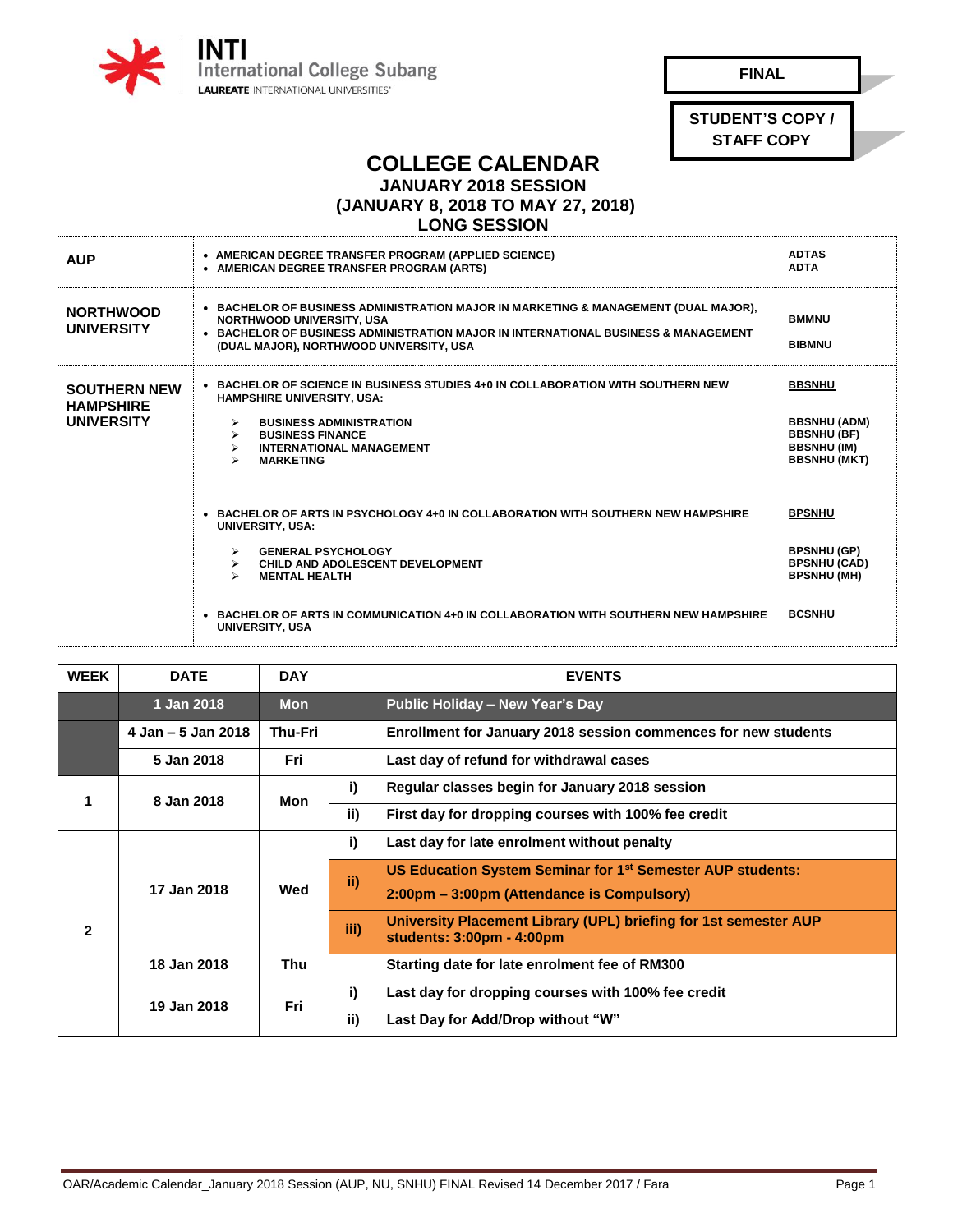INTI International College Subang
LAUREATE INTERNATIONAL UNIVERSITIES

**FINAL**

**STUDENT'S COPY / STAFF COPY**

# COLLEGE CALENDAR
## JANUARY 2018 SESSION
## (JANUARY 8, 2018 TO MAY 27, 2018)
## LONG SESSION

| | Programme | Code |
|---|---|---|
| **AUP** | • AMERICAN DEGREE TRANSFER PROGRAM (APPLIED SCIENCE)<br>• AMERICAN DEGREE TRANSFER PROGRAM (ARTS) | ADTAS<br>ADTA |
| **NORTHWOOD UNIVERSITY** | • BACHELOR OF BUSINESS ADMINISTRATION MAJOR IN MARKETING & MANAGEMENT (DUAL MAJOR), NORTHWOOD UNIVERSITY, USA<br>• BACHELOR OF BUSINESS ADMINISTRATION MAJOR IN INTERNATIONAL BUSINESS & MANAGEMENT (DUAL MAJOR), NORTHWOOD UNIVERSITY, USA | BMMNU<br>BIBMNU |
| **SOUTHERN NEW HAMPSHIRE UNIVERSITY** | • BACHELOR OF SCIENCE IN BUSINESS STUDIES 4+0 IN COLLABORATION WITH SOUTHERN NEW HAMPSHIRE UNIVERSITY, USA:<br>➢ BUSINESS ADMINISTRATION<br>➢ BUSINESS FINANCE<br>➢ INTERNATIONAL MANAGEMENT<br>➢ MARKETING | BBSNHU<br>BBSNHU (ADM)<br>BBSNHU (BF)<br>BBSNHU (IM)<br>BBSNHU (MKT) |
| | • BACHELOR OF ARTS IN PSYCHOLOGY 4+0 IN COLLABORATION WITH SOUTHERN NEW HAMPSHIRE UNIVERSITY, USA:<br>➢ GENERAL PSYCHOLOGY<br>➢ CHILD AND ADOLESCENT DEVELOPMENT<br>➢ MENTAL HEALTH | BPSNHU<br>BPSNHU (GP)<br>BPSNHU (CAD)<br>BPSNHU (MH) |
| | • BACHELOR OF ARTS IN COMMUNICATION 4+0 IN COLLABORATION WITH SOUTHERN NEW HAMPSHIRE UNIVERSITY, USA | BCSNHU |

| WEEK | DATE | DAY | | EVENTS |
|---|---|---|---|---|
| | 1 Jan 2018 | Mon | | Public Holiday – New Year's Day |
| | 4 Jan – 5 Jan 2018 | Thu-Fri | | Enrollment for January 2018 session commences for new students |
| | 5 Jan 2018 | Fri | | Last day of refund for withdrawal cases |
| 1 | 8 Jan 2018 | Mon | i) | Regular classes begin for January 2018 session |
| | | | ii) | First day for dropping courses with 100% fee credit |
| 2 | 17 Jan 2018 | Wed | i) | Last day for late enrolment without penalty |
| | | | ii) | US Education System Seminar for 1st Semester AUP students: 2:00pm – 3:00pm (Attendance is Compulsory) |
| | | | iii) | University Placement Library (UPL) briefing for 1st semester AUP students: 3:00pm - 4:00pm |
| | 18 Jan 2018 | Thu | | Starting date for late enrolment fee of RM300 |
| | 19 Jan 2018 | Fri | i) | Last day for dropping courses with 100% fee credit |
| | | | ii) | Last Day for Add/Drop without "W" |

OAR/Academic Calendar_January 2018 Session (AUP, NU, SNHU) FINAL Revised 14 December 2017 / Fara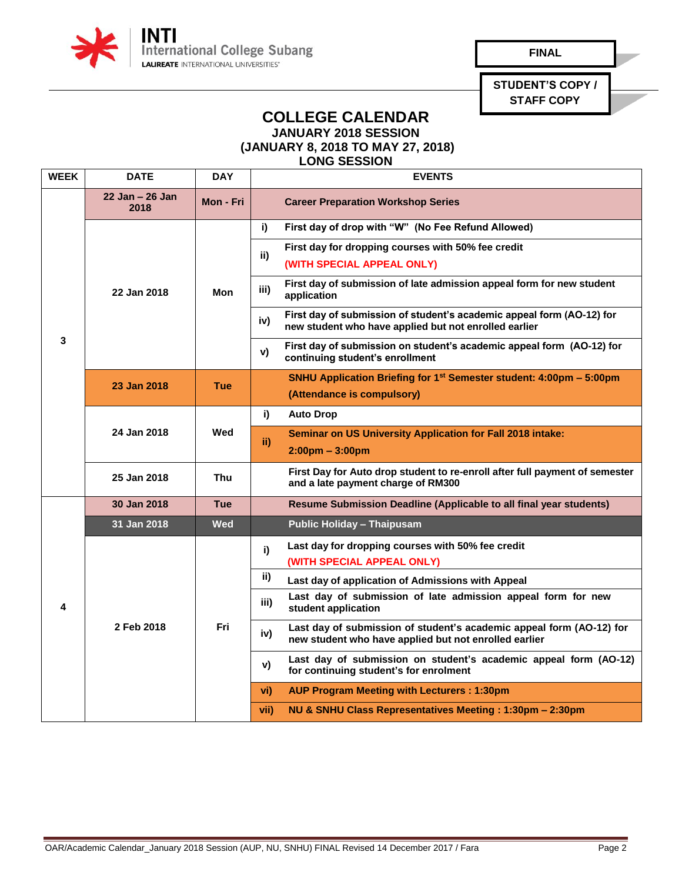INTI International College Subang
LAUREATE INTERNATIONAL UNIVERSITIES

**FINAL**

**STUDENT'S COPY / STAFF COPY**

# COLLEGE CALENDAR
## JANUARY 2018 SESSION
## (JANUARY 8, 2018 TO MAY 27, 2018)
## LONG SESSION

| WEEK | DATE | DAY | | EVENTS |
|---|---|---|---|---|
| 3 | 22 Jan – 26 Jan 2018 | Mon - Fri | | Career Preparation Workshop Series |
| | 22 Jan 2018 | Mon | i) | First day of drop with "W" (No Fee Refund Allowed) |
| | | | ii) | First day for dropping courses with 50% fee credit (WITH SPECIAL APPEAL ONLY) |
| | | | iii) | First day of submission of late admission appeal form for new student application |
| | | | iv) | First day of submission of student's academic appeal form (AO-12) for new student who have applied but not enrolled earlier |
| | | | v) | First day of submission on student's academic appeal form (AO-12) for continuing student's enrollment |
| | 23 Jan 2018 | Tue | | SNHU Application Briefing for 1st Semester student: 4:00pm – 5:00pm (Attendance is compulsory) |
| | 24 Jan 2018 | Wed | i) | Auto Drop |
| | | | ii) | Seminar on US University Application for Fall 2018 intake: 2:00pm – 3:00pm |
| | 25 Jan 2018 | Thu | | First Day for Auto drop student to re-enroll after full payment of semester and a late payment charge of RM300 |
| 4 | 30 Jan 2018 | Tue | | Resume Submission Deadline (Applicable to all final year students) |
| | 31 Jan 2018 | Wed | | Public Holiday – Thaipusam |
| | 2 Feb 2018 | Fri | i) | Last day for dropping courses with 50% fee credit (WITH SPECIAL APPEAL ONLY) |
| | | | ii) | Last day of application of Admissions with Appeal |
| | | | iii) | Last day of submission of late admission appeal form for new student application |
| | | | iv) | Last day of submission of student's academic appeal form (AO-12) for new student who have applied but not enrolled earlier |
| | | | v) | Last day of submission on student's academic appeal form (AO-12) for continuing student's for enrolment |
| | | | vi) | AUP Program Meeting with Lecturers : 1:30pm |
| | | | vii) | NU & SNHU Class Representatives Meeting : 1:30pm – 2:30pm |

OAR/Academic Calendar_January 2018 Session (AUP, NU, SNHU) FINAL Revised 14 December 2017 / Fara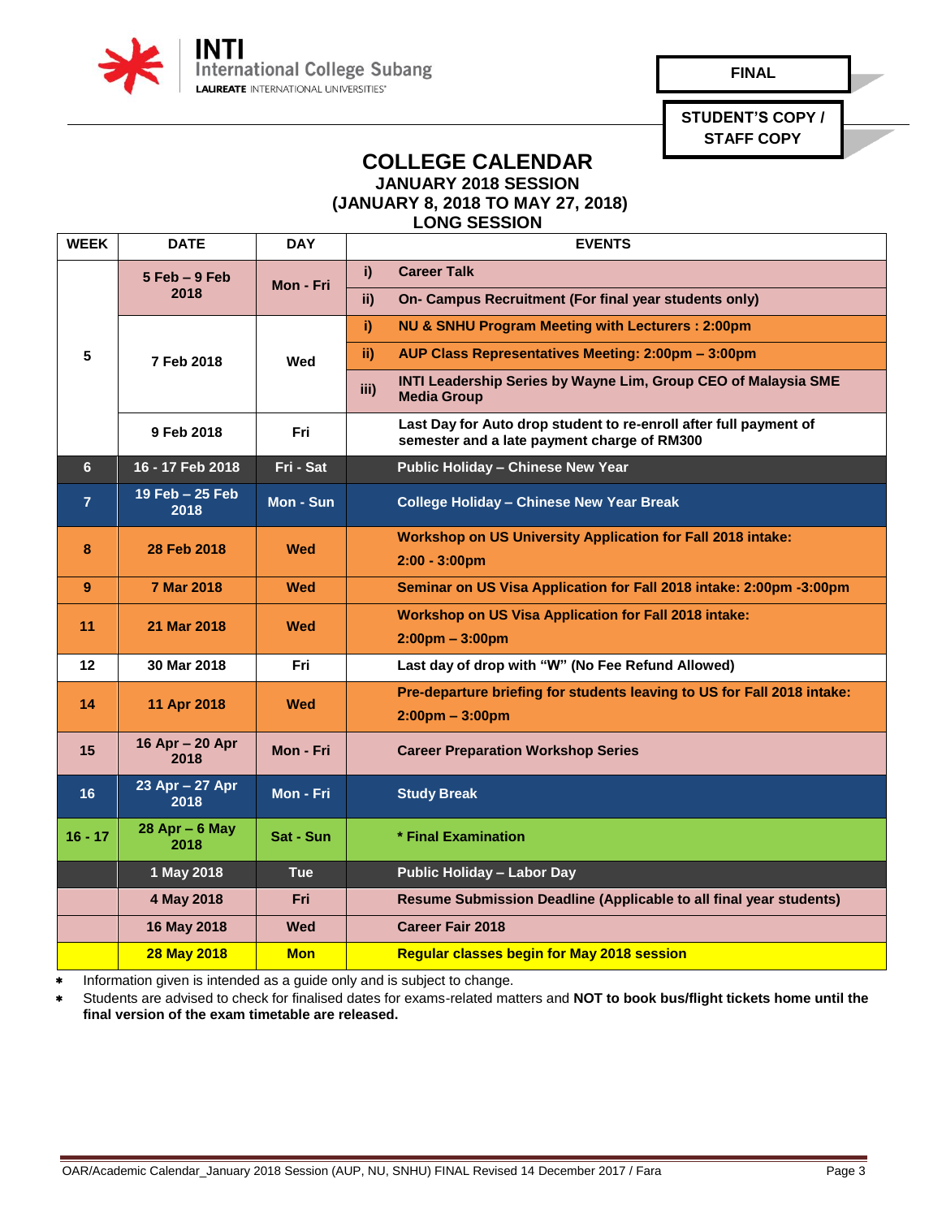INTI International College Subang
LAUREATE INTERNATIONAL UNIVERSITIES

**FINAL**

**STUDENT'S COPY / STAFF COPY**

# COLLEGE CALENDAR
## JANUARY 2018 SESSION
## (JANUARY 8, 2018 TO MAY 27, 2018)
## LONG SESSION

| WEEK | DATE | DAY | EVENTS |
|---|---|---|---|
| 5 | 5 Feb – 9 Feb 2018 | Mon - Fri | i) Career Talk<br>ii) On- Campus Recruitment (For final year students only) |
| | 7 Feb 2018 | Wed | i) NU & SNHU Program Meeting with Lecturers : 2:00pm<br>ii) AUP Class Representatives Meeting: 2:00pm – 3:00pm<br>iii) INTI Leadership Series by Wayne Lim, Group CEO of Malaysia SME Media Group |
| | 9 Feb 2018 | Fri | Last Day for Auto drop student to re-enroll after full payment of semester and a late payment charge of RM300 |
| 6 | 16 - 17 Feb 2018 | Fri - Sat | Public Holiday – Chinese New Year |
| 7 | 19 Feb – 25 Feb 2018 | Mon - Sun | College Holiday – Chinese New Year Break |
| 8 | 28 Feb 2018 | Wed | Workshop on US University Application for Fall 2018 intake: 2:00 - 3:00pm |
| 9 | 7 Mar 2018 | Wed | Seminar on US Visa Application for Fall 2018 intake: 2:00pm -3:00pm |
| 11 | 21 Mar 2018 | Wed | Workshop on US Visa Application for Fall 2018 intake: 2:00pm – 3:00pm |
| 12 | 30 Mar 2018 | Fri | Last day of drop with "W" (No Fee Refund Allowed) |
| 14 | 11 Apr 2018 | Wed | Pre-departure briefing for students leaving to US for Fall 2018 intake: 2:00pm – 3:00pm |
| 15 | 16 Apr – 20 Apr 2018 | Mon - Fri | Career Preparation Workshop Series |
| 16 | 23 Apr – 27 Apr 2018 | Mon - Fri | Study Break |
| 16 - 17 | 28 Apr – 6 May 2018 | Sat - Sun | * Final Examination |
| | 1 May 2018 | Tue | Public Holiday – Labor Day |
| | 4 May 2018 | Fri | Resume Submission Deadline (Applicable to all final year students) |
| | 16 May 2018 | Wed | Career Fair 2018 |
| | 28 May 2018 | Mon | Regular classes begin for May 2018 session |

* Information given is intended as a guide only and is subject to change.
* Students are advised to check for finalised dates for exams-related matters and **NOT to book bus/flight tickets home until the final version of the exam timetable are released.**

OAR/Academic Calendar_January 2018 Session (AUP, NU, SNHU) FINAL Revised 14 December 2017 / Fara